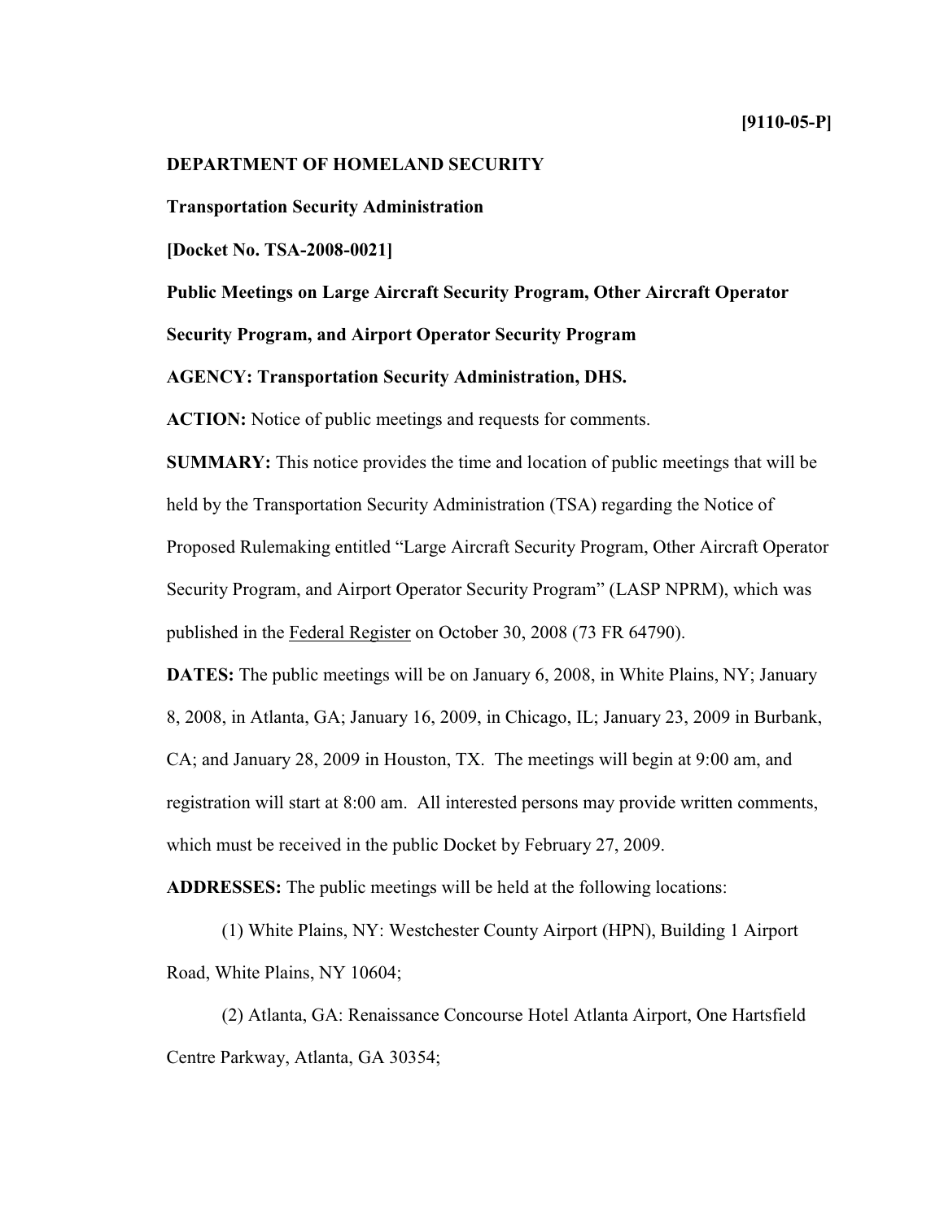**[9110-05-P]**

**DEPARTMENT OF HOMELAND SECURITY**

**Transportation Security Administration**

**[Docket No. TSA-2008-0021]**

**Public Meetings on Large Aircraft Security Program, Other Aircraft Operator Security Program, and Airport Operator Security Program**

**AGENCY: Transportation Security Administration, DHS.**

**ACTION:** Notice of public meetings and requests for comments.

**SUMMARY:** This notice provides the time and location of public meetings that will be held by the Transportation Security Administration (TSA) regarding the Notice of Proposed Rulemaking entitled "Large Aircraft Security Program, Other Aircraft Operator Security Program, and Airport Operator Security Program" (LASP NPRM), which was published in the Federal Register on October 30, 2008 (73 FR 64790).

**DATES:** The public meetings will be on January 6, 2008, in White Plains, NY; January 8, 2008, in Atlanta, GA; January 16, 2009, in Chicago, IL; January 23, 2009 in Burbank, CA; and January 28, 2009 in Houston, TX. The meetings will begin at 9:00 am, and registration will start at 8:00 am. All interested persons may provide written comments, which must be received in the public Docket by February 27, 2009.

**ADDRESSES:** The public meetings will be held at the following locations:

(1) White Plains, NY: Westchester County Airport (HPN), Building 1 Airport Road, White Plains, NY 10604;

(2) Atlanta, GA: Renaissance Concourse Hotel Atlanta Airport, One Hartsfield Centre Parkway, Atlanta, GA 30354;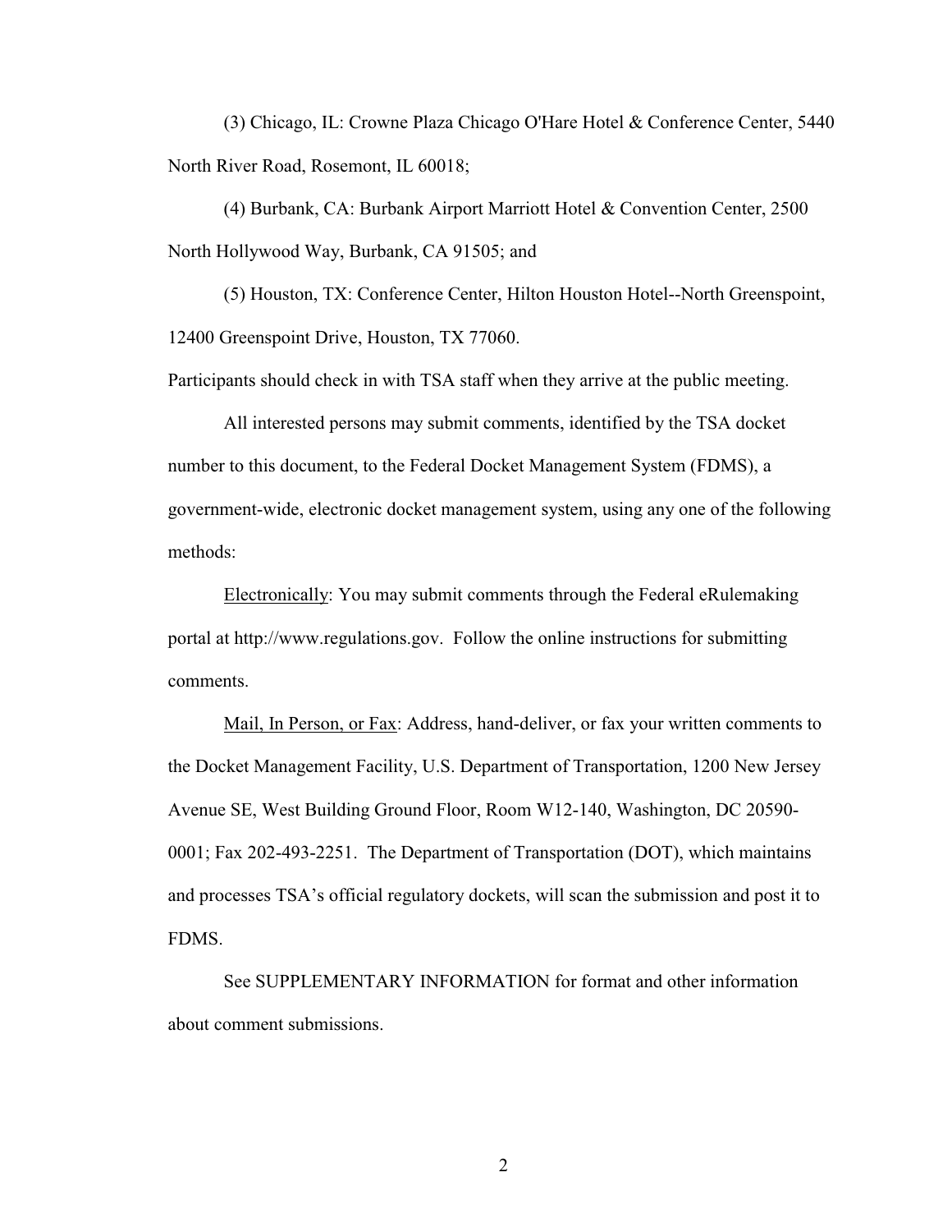(3) Chicago, IL: Crowne Plaza Chicago O'Hare Hotel & Conference Center, 5440 North River Road, Rosemont, IL 60018;

(4) Burbank, CA: Burbank Airport Marriott Hotel & Convention Center, 2500 North Hollywood Way, Burbank, CA 91505; and

(5) Houston, TX: Conference Center, Hilton Houston Hotel--North Greenspoint, 12400 Greenspoint Drive, Houston, TX 77060.

Participants should check in with TSA staff when they arrive at the public meeting.

All interested persons may submit comments, identified by the TSA docket number to this document, to the Federal Docket Management System (FDMS), a government-wide, electronic docket management system, using any one of the following methods:

Electronically: You may submit comments through the Federal eRulemaking portal at http://www.regulations.gov. Follow the online instructions for submitting comments.

Mail, In Person, or Fax: Address, hand-deliver, or fax your written comments to the Docket Management Facility, U.S. Department of Transportation, 1200 New Jersey Avenue SE, West Building Ground Floor, Room W12-140, Washington, DC 20590-0001; Fax 202-493-2251. The Department of Transportation (DOT), which maintains and processes TSA's official regulatory dockets, will scan the submission and post it to FDMS.

See SUPPLEMENTARY INFORMATION for format and other information about comment submissions.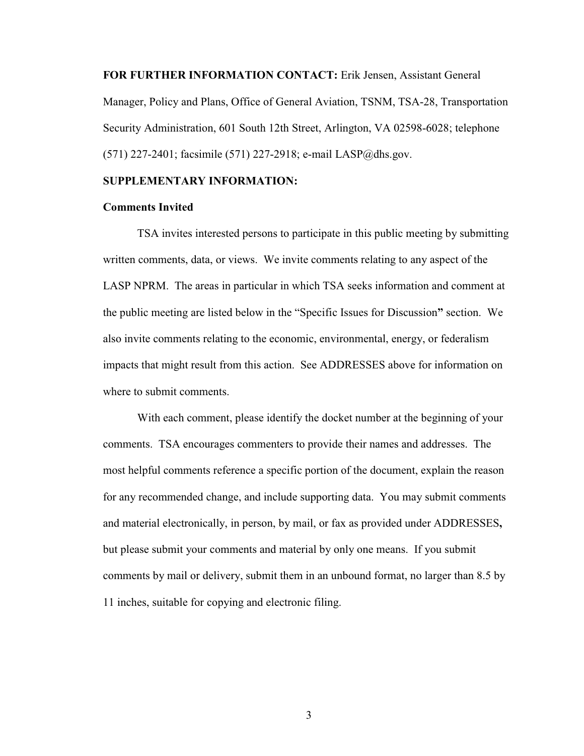**FOR FURTHER INFORMATION CONTACT:** Erik Jensen, Assistant General Manager, Policy and Plans, Office of General Aviation, TSNM, TSA-28, Transportation Security Administration, 601 South 12th Street, Arlington, VA 02598-6028; telephone (571) 227-2401; facsimile (571) 227-2918; e-mail LASP@dhs.gov.

**SUPPLEMENTARY INFORMATION:**

**Comments Invited**

TSA invites interested persons to participate in this public meeting by submitting written comments, data, or views. We invite comments relating to any aspect of the LASP NPRM. The areas in particular in which TSA seeks information and comment at the public meeting are listed below in the "Specific Issues for Discussion**"** section. We also invite comments relating to the economic, environmental, energy, or federalism impacts that might result from this action. See ADDRESSES above for information on where to submit comments.

With each comment, please identify the docket number at the beginning of your comments. TSA encourages commenters to provide their names and addresses. The most helpful comments reference a specific portion of the document, explain the reason for any recommended change, and include supporting data. You may submit comments and material electronically, in person, by mail, or fax as provided under ADDRESSES**,** but please submit your comments and material by only one means. If you submit comments by mail or delivery, submit them in an unbound format, no larger than 8.5 by 11 inches, suitable for copying and electronic filing.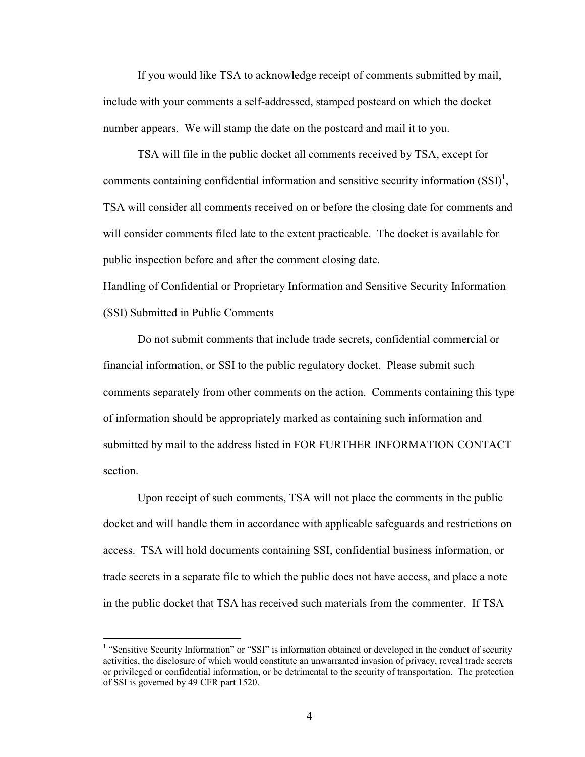If you would like TSA to acknowledge receipt of comments submitted by mail, include with your comments a self-addressed, stamped postcard on which the docket number appears. We will stamp the date on the postcard and mail it to you.

TSA will file in the public docket all comments received by TSA, except for comments containing confidential information and sensitive security information (SSI)[1], TSA will consider all comments received on or before the closing date for comments and will consider comments filed late to the extent practicable. The docket is available for public inspection before and after the comment closing date.

<u>Handling of Confidential or Proprietary Information and Sensitive Security Information (SSI) Submitted in Public Comments</u>

Do not submit comments that include trade secrets, confidential commercial or financial information, or SSI to the public regulatory docket. Please submit such comments separately from other comments on the action. Comments containing this type of information should be appropriately marked as containing such information and submitted by mail to the address listed in FOR FURTHER INFORMATION CONTACT section.

Upon receipt of such comments, TSA will not place the comments in the public docket and will handle them in accordance with applicable safeguards and restrictions on access. TSA will hold documents containing SSI, confidential business information, or trade secrets in a separate file to which the public does not have access, and place a note in the public docket that TSA has received such materials from the commenter. If TSA

[1] "Sensitive Security Information" or "SSI" is information obtained or developed in the conduct of security activities, the disclosure of which would constitute an unwarranted invasion of privacy, reveal trade secrets or privileged or confidential information, or be detrimental to the security of transportation. The protection of SSI is governed by 49 CFR part 1520.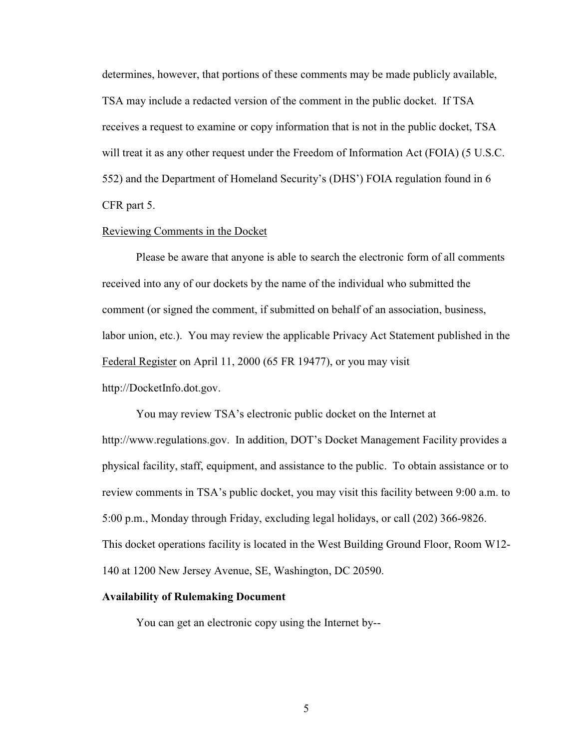determines, however, that portions of these comments may be made publicly available, TSA may include a redacted version of the comment in the public docket. If TSA receives a request to examine or copy information that is not in the public docket, TSA will treat it as any other request under the Freedom of Information Act (FOIA) (5 U.S.C. 552) and the Department of Homeland Security's (DHS') FOIA regulation found in 6 CFR part 5.

Reviewing Comments in the Docket

Please be aware that anyone is able to search the electronic form of all comments received into any of our dockets by the name of the individual who submitted the comment (or signed the comment, if submitted on behalf of an association, business, labor union, etc.). You may review the applicable Privacy Act Statement published in the Federal Register on April 11, 2000 (65 FR 19477), or you may visit http://DocketInfo.dot.gov.

You may review TSA's electronic public docket on the Internet at http://www.regulations.gov. In addition, DOT's Docket Management Facility provides a physical facility, staff, equipment, and assistance to the public. To obtain assistance or to review comments in TSA's public docket, you may visit this facility between 9:00 a.m. to 5:00 p.m., Monday through Friday, excluding legal holidays, or call (202) 366-9826. This docket operations facility is located in the West Building Ground Floor, Room W12-140 at 1200 New Jersey Avenue, SE, Washington, DC 20590.

**Availability of Rulemaking Document**

You can get an electronic copy using the Internet by--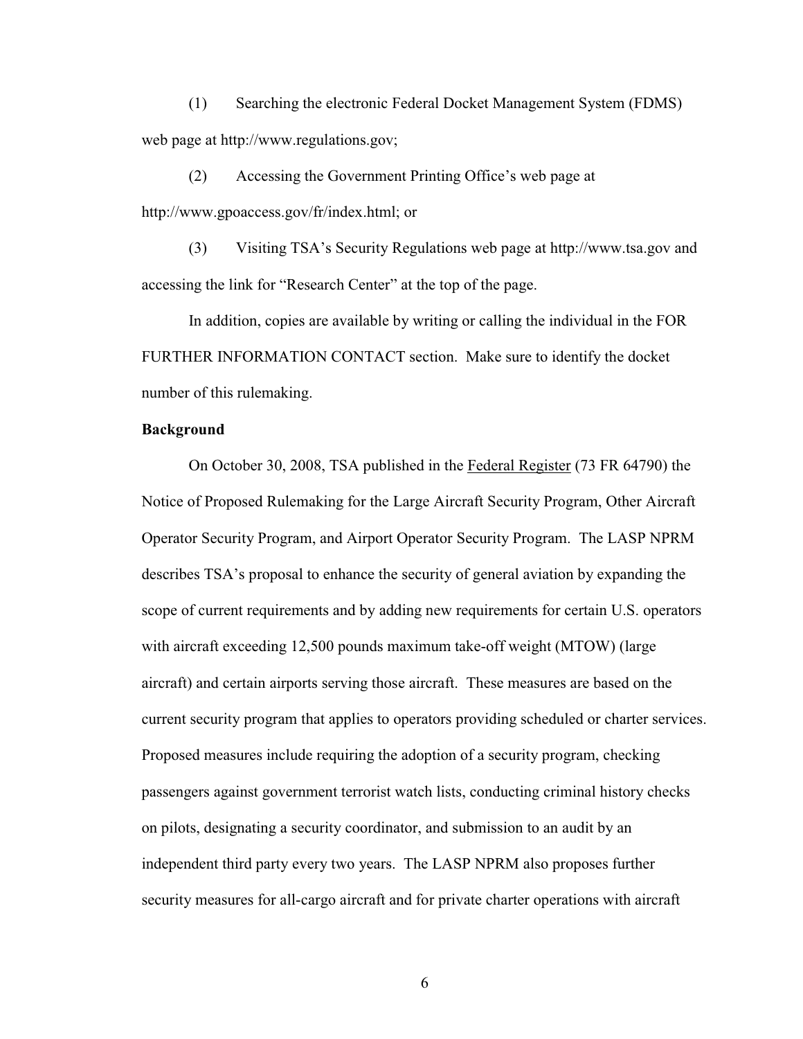(1) Searching the electronic Federal Docket Management System (FDMS) web page at http://www.regulations.gov;

(2) Accessing the Government Printing Office's web page at http://www.gpoaccess.gov/fr/index.html; or

(3) Visiting TSA's Security Regulations web page at http://www.tsa.gov and accessing the link for "Research Center" at the top of the page.

In addition, copies are available by writing or calling the individual in the FOR FURTHER INFORMATION CONTACT section. Make sure to identify the docket number of this rulemaking.

**Background**

On October 30, 2008, TSA published in the Federal Register (73 FR 64790) the Notice of Proposed Rulemaking for the Large Aircraft Security Program, Other Aircraft Operator Security Program, and Airport Operator Security Program. The LASP NPRM describes TSA's proposal to enhance the security of general aviation by expanding the scope of current requirements and by adding new requirements for certain U.S. operators with aircraft exceeding 12,500 pounds maximum take-off weight (MTOW) (large aircraft) and certain airports serving those aircraft. These measures are based on the current security program that applies to operators providing scheduled or charter services. Proposed measures include requiring the adoption of a security program, checking passengers against government terrorist watch lists, conducting criminal history checks on pilots, designating a security coordinator, and submission to an audit by an independent third party every two years. The LASP NPRM also proposes further security measures for all-cargo aircraft and for private charter operations with aircraft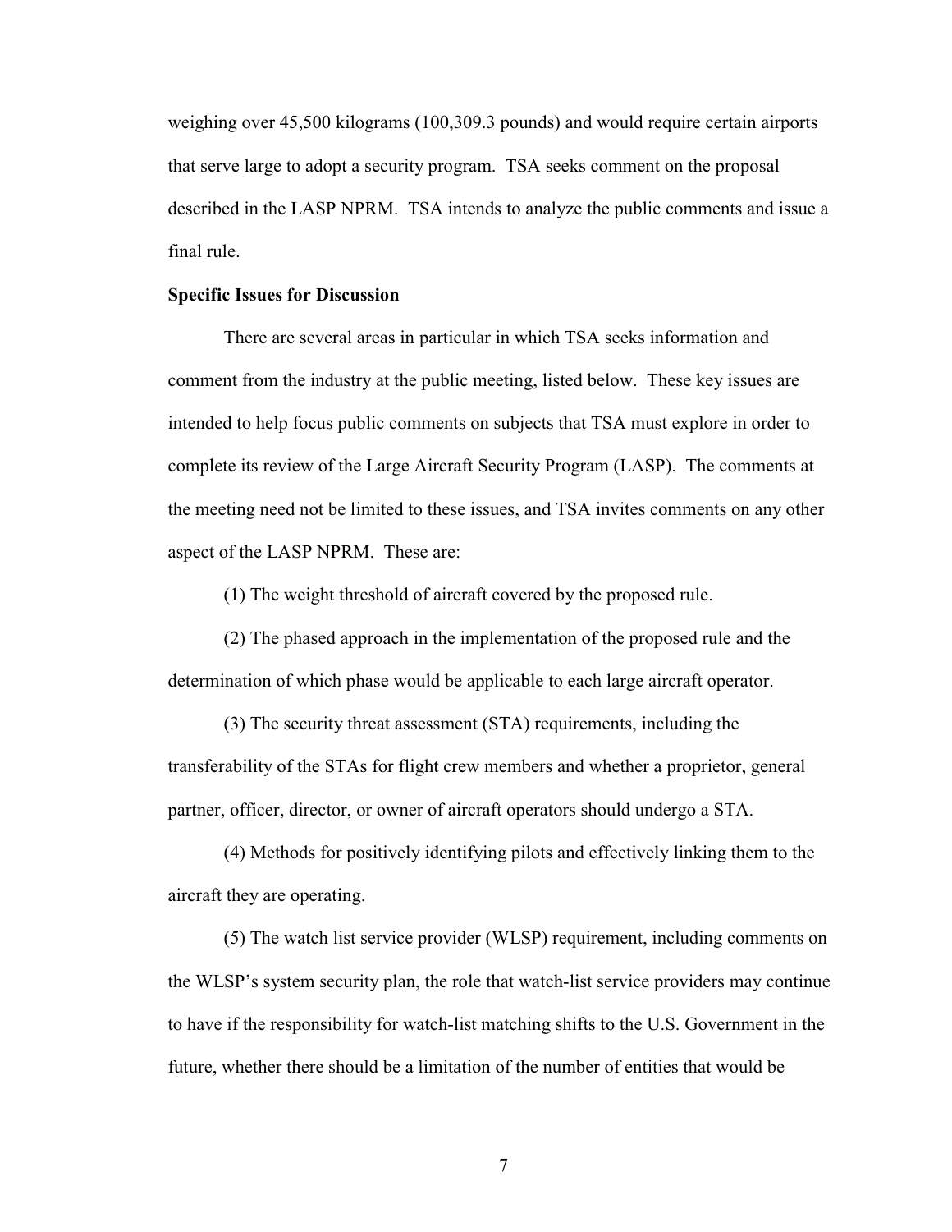weighing over 45,500 kilograms (100,309.3 pounds) and would require certain airports that serve large to adopt a security program. TSA seeks comment on the proposal described in the LASP NPRM. TSA intends to analyze the public comments and issue a final rule.

**Specific Issues for Discussion**

There are several areas in particular in which TSA seeks information and comment from the industry at the public meeting, listed below. These key issues are intended to help focus public comments on subjects that TSA must explore in order to complete its review of the Large Aircraft Security Program (LASP). The comments at the meeting need not be limited to these issues, and TSA invites comments on any other aspect of the LASP NPRM. These are:

(1) The weight threshold of aircraft covered by the proposed rule.

(2) The phased approach in the implementation of the proposed rule and the determination of which phase would be applicable to each large aircraft operator.

(3) The security threat assessment (STA) requirements, including the transferability of the STAs for flight crew members and whether a proprietor, general partner, officer, director, or owner of aircraft operators should undergo a STA.

(4) Methods for positively identifying pilots and effectively linking them to the aircraft they are operating.

(5) The watch list service provider (WLSP) requirement, including comments on the WLSP's system security plan, the role that watch-list service providers may continue to have if the responsibility for watch-list matching shifts to the U.S. Government in the future, whether there should be a limitation of the number of entities that would be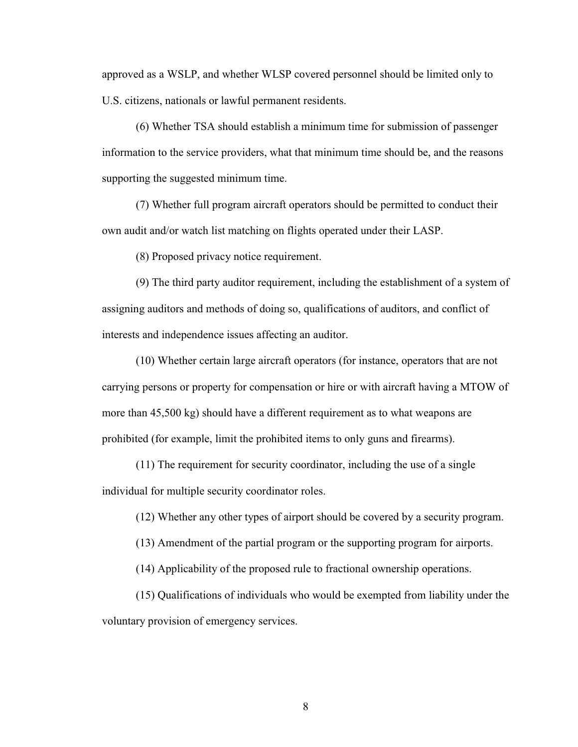approved as a WSLP, and whether WLSP covered personnel should be limited only to U.S. citizens, nationals or lawful permanent residents.

(6) Whether TSA should establish a minimum time for submission of passenger information to the service providers, what that minimum time should be, and the reasons supporting the suggested minimum time.

(7) Whether full program aircraft operators should be permitted to conduct their own audit and/or watch list matching on flights operated under their LASP.

(8) Proposed privacy notice requirement.

(9) The third party auditor requirement, including the establishment of a system of assigning auditors and methods of doing so, qualifications of auditors, and conflict of interests and independence issues affecting an auditor.

(10) Whether certain large aircraft operators (for instance, operators that are not carrying persons or property for compensation or hire or with aircraft having a MTOW of more than 45,500 kg) should have a different requirement as to what weapons are prohibited (for example, limit the prohibited items to only guns and firearms).

(11) The requirement for security coordinator, including the use of a single individual for multiple security coordinator roles.

(12) Whether any other types of airport should be covered by a security program.

(13) Amendment of the partial program or the supporting program for airports.

(14) Applicability of the proposed rule to fractional ownership operations.

(15) Qualifications of individuals who would be exempted from liability under the voluntary provision of emergency services.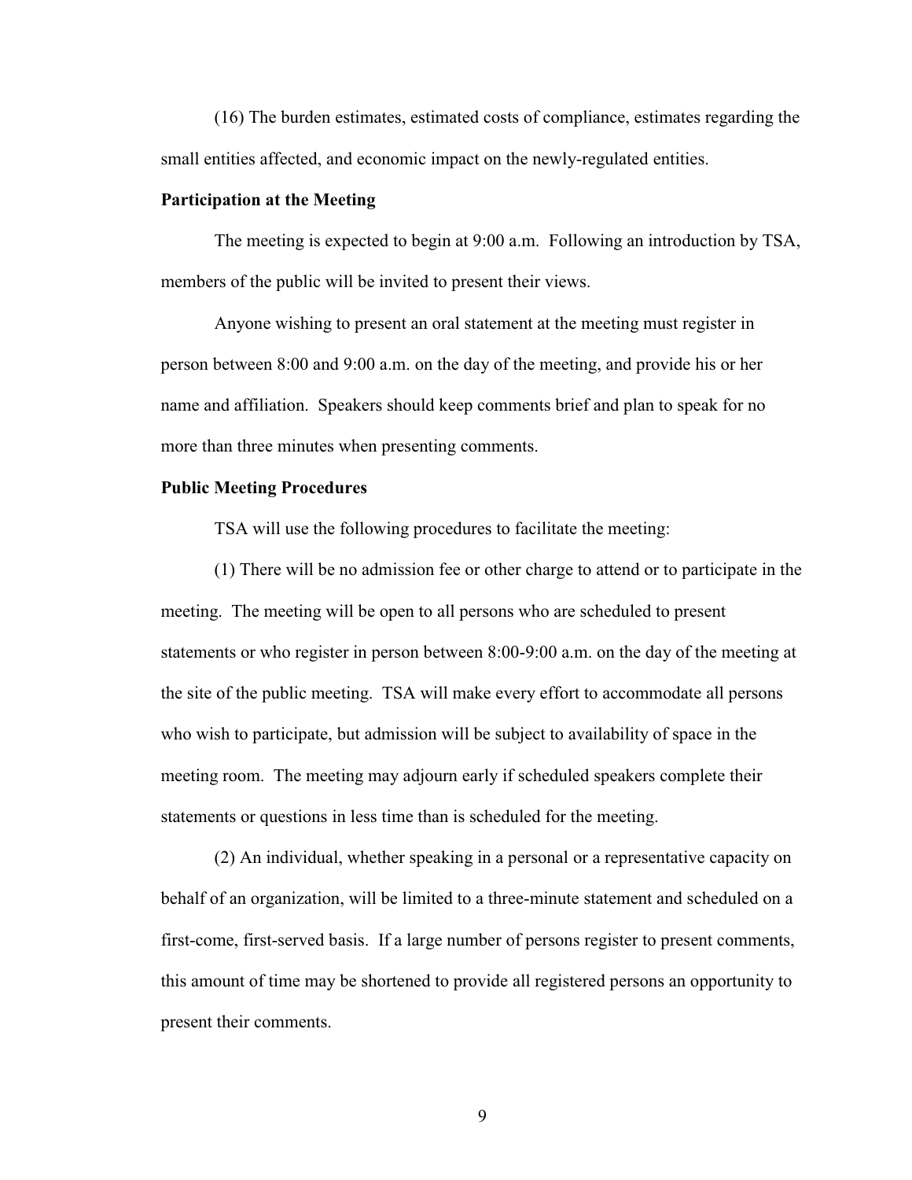(16) The burden estimates, estimated costs of compliance, estimates regarding the small entities affected, and economic impact on the newly-regulated entities.

**Participation at the Meeting**

The meeting is expected to begin at 9:00 a.m. Following an introduction by TSA, members of the public will be invited to present their views.

Anyone wishing to present an oral statement at the meeting must register in person between 8:00 and 9:00 a.m. on the day of the meeting, and provide his or her name and affiliation. Speakers should keep comments brief and plan to speak for no more than three minutes when presenting comments.

**Public Meeting Procedures**

TSA will use the following procedures to facilitate the meeting:

(1) There will be no admission fee or other charge to attend or to participate in the meeting. The meeting will be open to all persons who are scheduled to present statements or who register in person between 8:00-9:00 a.m. on the day of the meeting at the site of the public meeting. TSA will make every effort to accommodate all persons who wish to participate, but admission will be subject to availability of space in the meeting room. The meeting may adjourn early if scheduled speakers complete their statements or questions in less time than is scheduled for the meeting.

(2) An individual, whether speaking in a personal or a representative capacity on behalf of an organization, will be limited to a three-minute statement and scheduled on a first-come, first-served basis. If a large number of persons register to present comments, this amount of time may be shortened to provide all registered persons an opportunity to present their comments.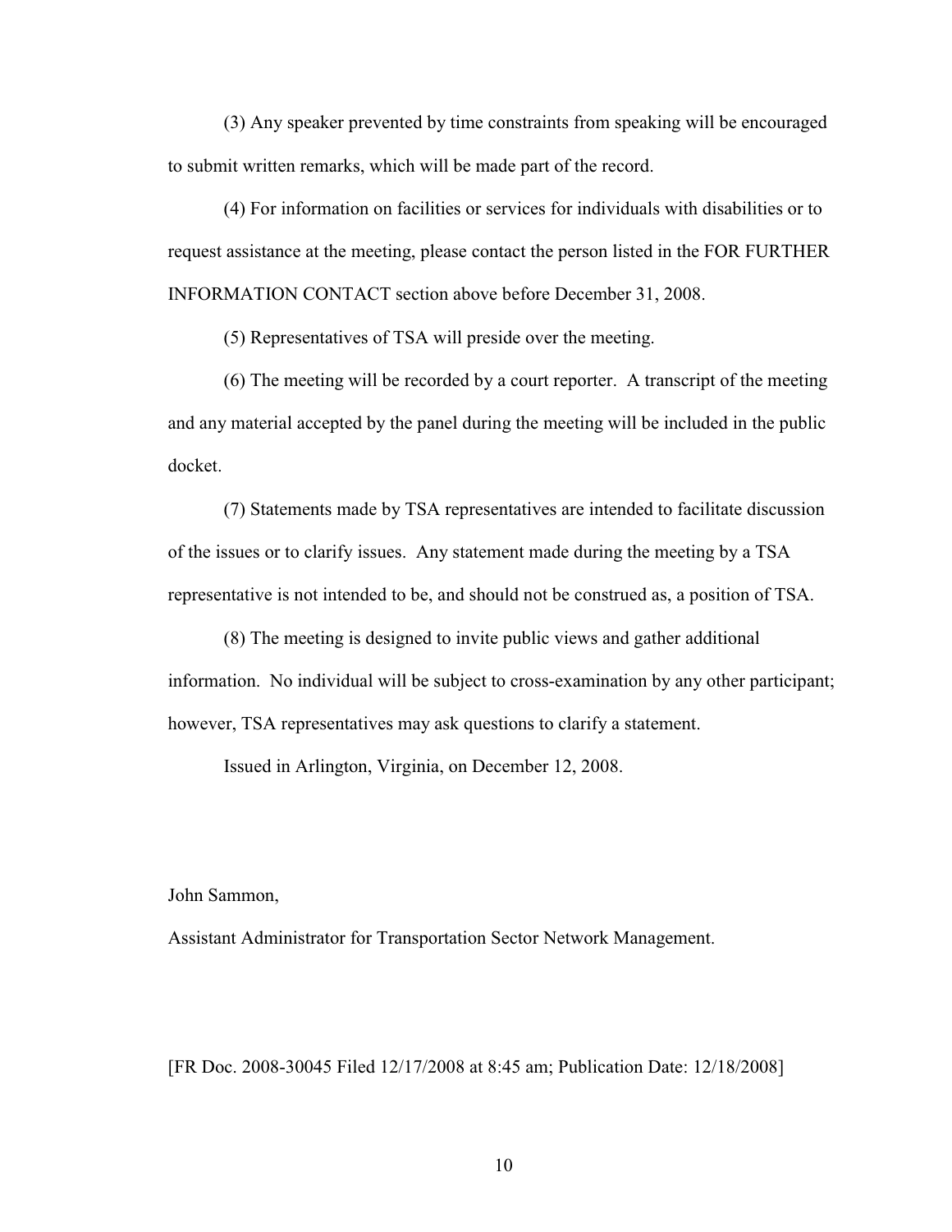(3) Any speaker prevented by time constraints from speaking will be encouraged to submit written remarks, which will be made part of the record.

(4) For information on facilities or services for individuals with disabilities or to request assistance at the meeting, please contact the person listed in the FOR FURTHER INFORMATION CONTACT section above before December 31, 2008.

(5) Representatives of TSA will preside over the meeting.

(6) The meeting will be recorded by a court reporter. A transcript of the meeting and any material accepted by the panel during the meeting will be included in the public docket.

(7) Statements made by TSA representatives are intended to facilitate discussion of the issues or to clarify issues. Any statement made during the meeting by a TSA representative is not intended to be, and should not be construed as, a position of TSA.

(8) The meeting is designed to invite public views and gather additional information. No individual will be subject to cross-examination by any other participant; however, TSA representatives may ask questions to clarify a statement.

Issued in Arlington, Virginia, on December 12, 2008.

John Sammon,

Assistant Administrator for Transportation Sector Network Management.

[FR Doc. 2008-30045 Filed 12/17/2008 at 8:45 am; Publication Date: 12/18/2008]